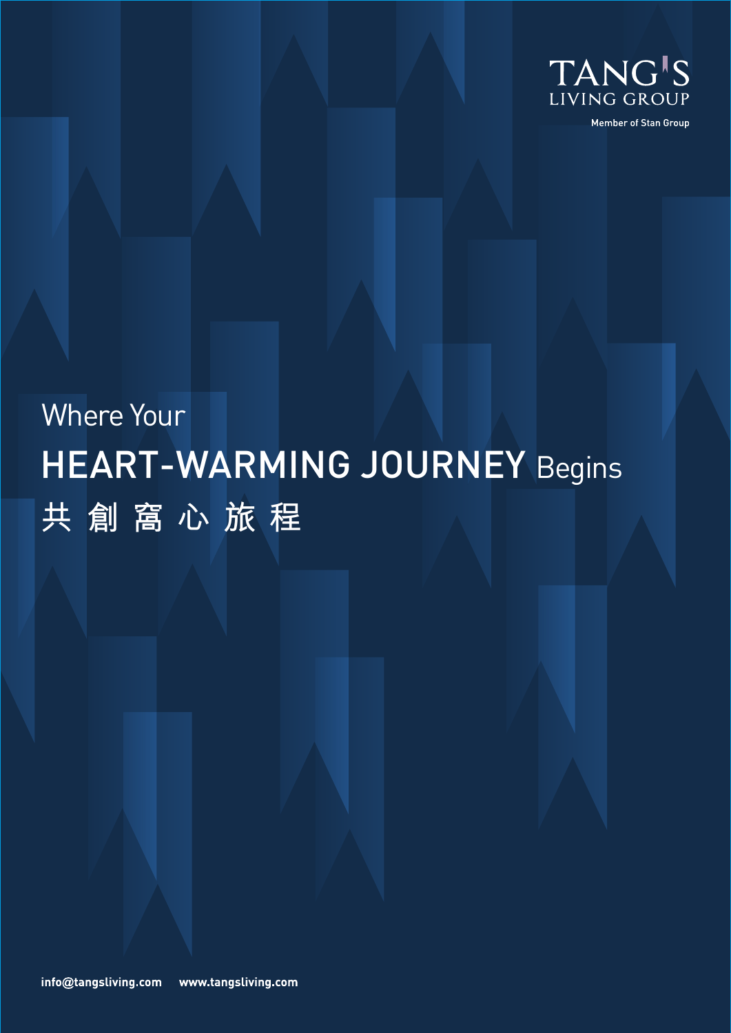TANG'S LIVING GROUP

Member of Stan Group

# Where Your HEART-WARMING JOURNEY Begins

# 共 創 窩 心 旅 程

info@tangsliving.com www.tangsliving.com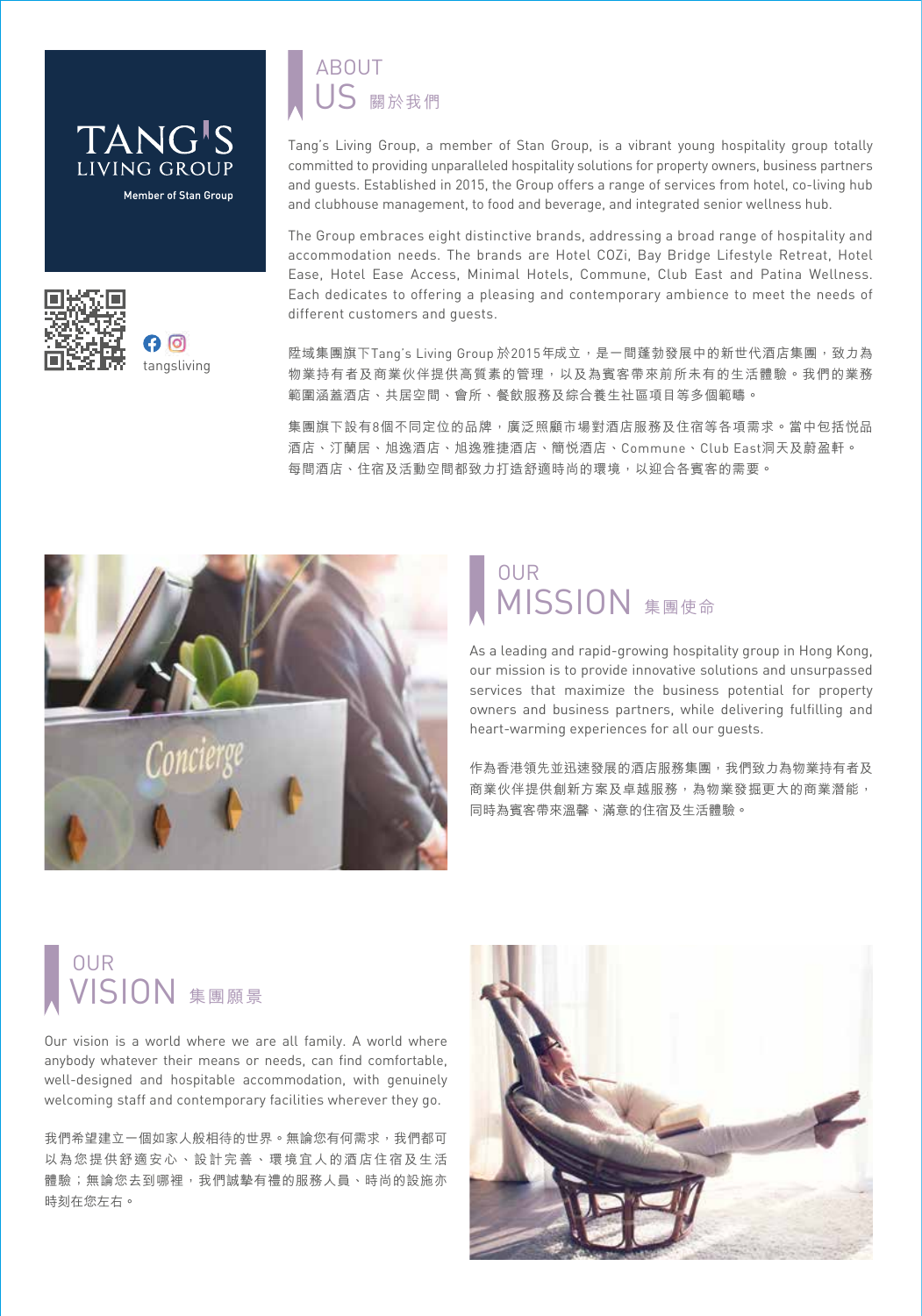TANG'S LIVING GROUP

Member of Stan Group

tangsliving

## ABOUT US 關於我們

Tang's Living Group, a member of Stan Group, is a vibrant young hospitality group totally committed to providing unparalleled hospitality solutions for property owners, business partners and guests. Established in 2015, the Group offers a range of services from hotel, co-living hub and clubhouse management, to food and beverage, and integrated senior wellness hub.

The Group embraces eight distinctive brands, addressing a broad range of hospitality and accommodation needs. The brands are Hotel COZi, Bay Bridge Lifestyle Retreat, Hotel Ease, Hotel Ease Access, Minimal Hotels, Commune, Club East and Patina Wellness. Each dedicates to offering a pleasing and contemporary ambience to meet the needs of different customers and guests.

陞域集團旗下Tang's Living Group於2015年成立，是一間蓬勃發展中的新世代酒店集團，致力為物業持有者及商業伙伴提供高質素的管理，以及為賓客帶來前所未有的生活體驗。我們的業務範圍涵蓋酒店、共居空間、會所、餐飲服務及綜合養生社區項目等多個範疇。

集團旗下設有8個不同定位的品牌，廣泛照顧市場對酒店服務及住宿等各項需求。當中包括悅品酒店、汀蘭居、旭逸酒店、旭逸雅捷酒店、簡悅酒店、Commune、Club East洞天及蔚盈軒。每間酒店、住宿及活動空間都致力打造舒適時尚的環境，以迎合各賓客的需要。

## OUR MISSION 集團使命

As a leading and rapid-growing hospitality group in Hong Kong, our mission is to provide innovative solutions and unsurpassed services that maximize the business potential for property owners and business partners, while delivering fulfilling and heart-warming experiences for all our guests.

作為香港領先並迅速發展的酒店服務集團，我們致力為物業持有者及商業伙伴提供創新方案及卓越服務，為物業發掘更大的商業潛能，同時為賓客帶來溫馨、滿意的住宿及生活體驗。

## OUR VISION 集團願景

Our vision is a world where we are all family. A world where anybody whatever their means or needs, can find comfortable, well-designed and hospitable accommodation, with genuinely welcoming staff and contemporary facilities wherever they go.

我們希望建立一個如家人般相待的世界。無論您有何需求，我們都可以為您提供舒適安心、設計完善、環境宜人的酒店住宿及生活體驗；無論您去到哪裡，我們誠摯有禮的服務人員、時尚的設施亦時刻在您左右。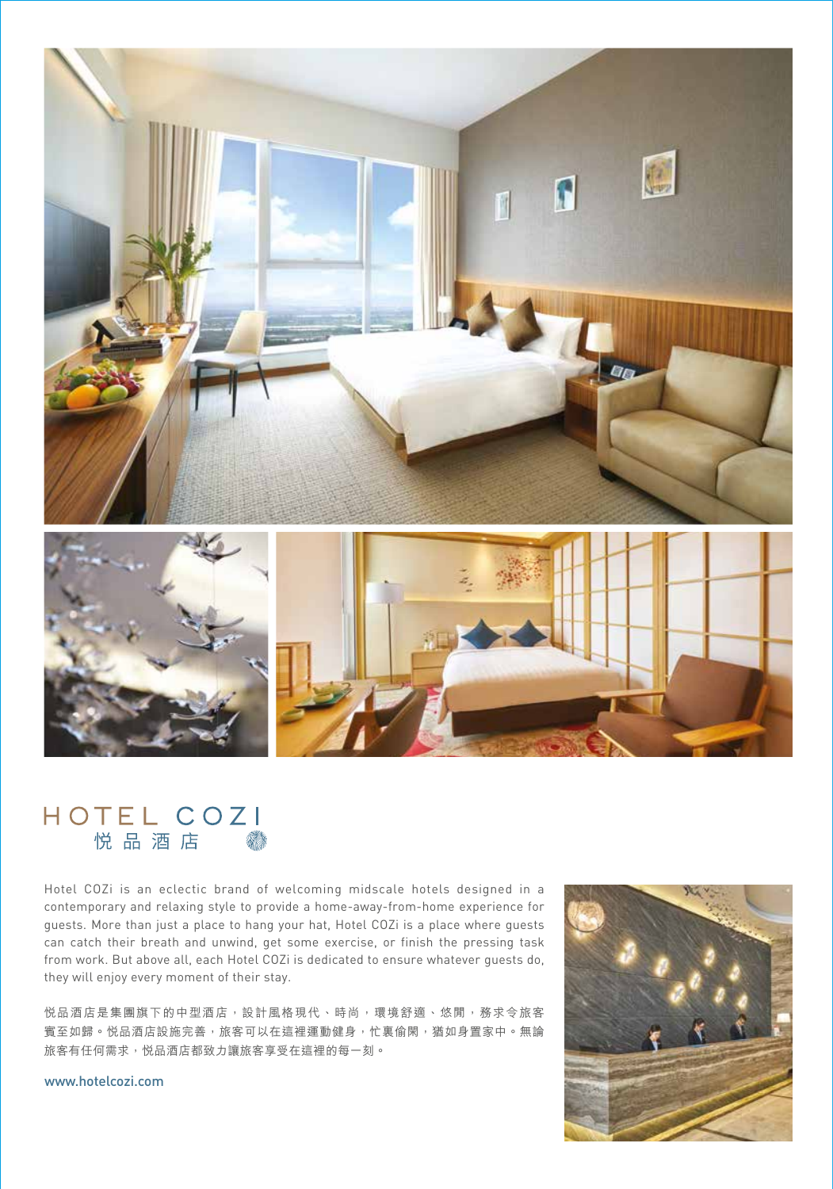# HOTEL COZI
## 悅品酒店

Hotel COZi is an eclectic brand of welcoming midscale hotels designed in a contemporary and relaxing style to provide a home-away-from-home experience for guests. More than just a place to hang your hat, Hotel COZi is a place where guests can catch their breath and unwind, get some exercise, or finish the pressing task from work. But above all, each Hotel COZi is dedicated to ensure whatever guests do, they will enjoy every moment of their stay.

悅品酒店是集團旗下的中型酒店，設計風格現代、時尚，環境舒適、悠閒，務求令旅客賓至如歸。悅品酒店設施完善，旅客可以在這裡運動健身，忙裏偷閑，猶如身置家中。無論旅客有任何需求，悅品酒店都致力讓旅客享受在這裡的每一刻。

www.hotelcozi.com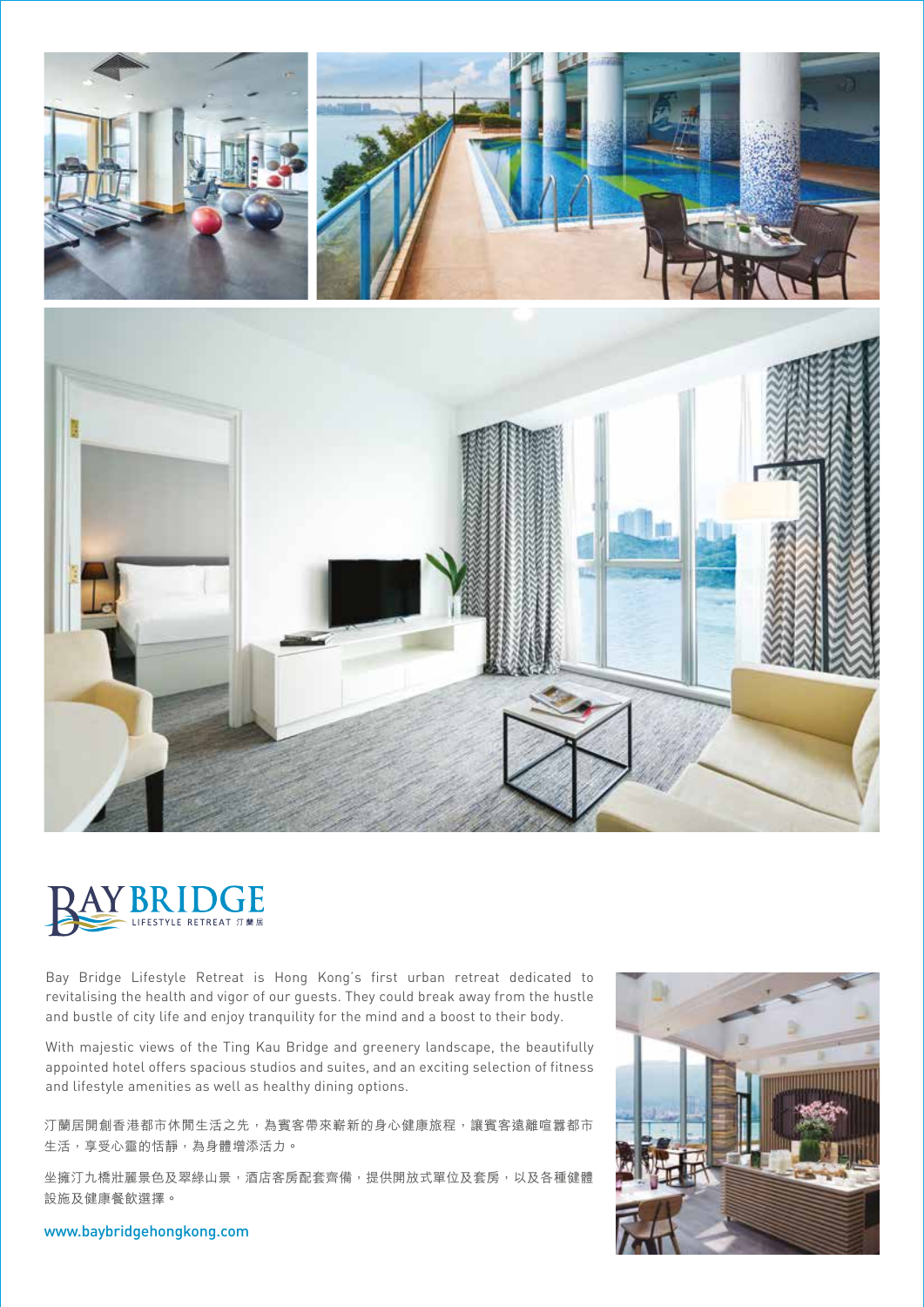# BAY BRIDGE

LIFESTYLE RETREAT 汀蘭居

Bay Bridge Lifestyle Retreat is Hong Kong's first urban retreat dedicated to revitalising the health and vigor of our guests. They could break away from the hustle and bustle of city life and enjoy tranquility for the mind and a boost to their body.

With majestic views of the Ting Kau Bridge and greenery landscape, the beautifully appointed hotel offers spacious studios and suites, and an exciting selection of fitness and lifestyle amenities as well as healthy dining options.

汀蘭居開創香港都市休閒生活之先，為賓客帶來嶄新的身心健康旅程，讓賓客遠離喧囂都市生活，享受心靈的恬靜，為身體增添活力。

坐擁汀九橋壯麗景色及翠綠山景，酒店客房配套齊備，提供開放式單位及套房，以及各種健體設施及健康餐飲選擇。

www.baybridgehongkong.com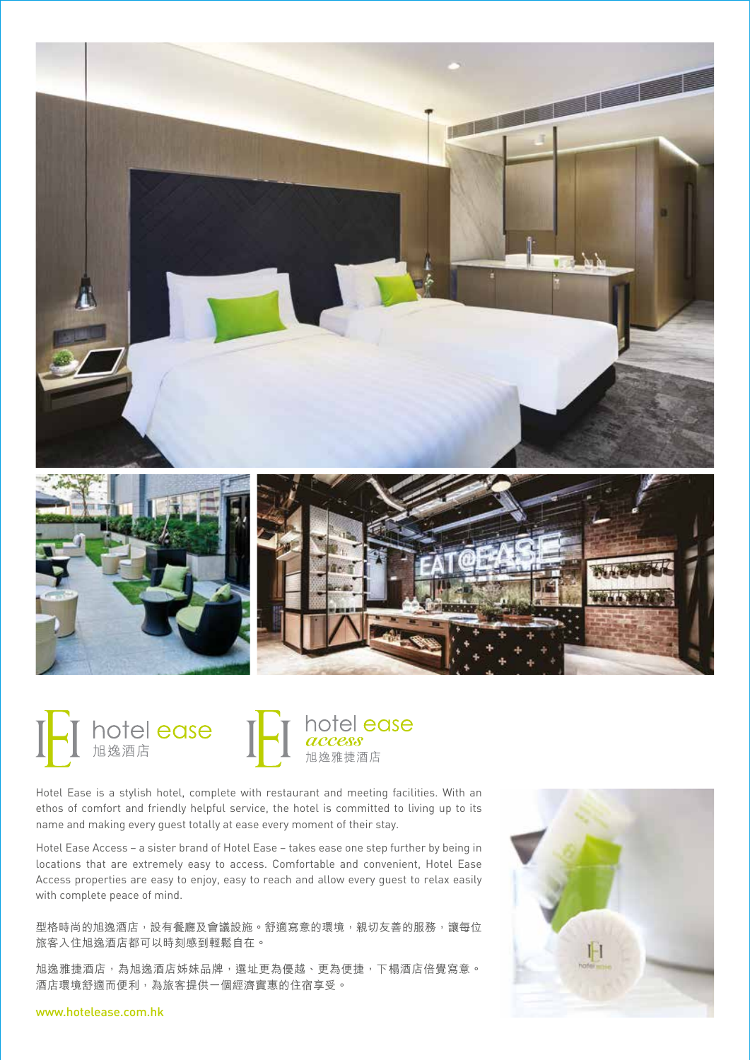hotel ease 旭逸酒店

hotel ease *access* 旭逸雅捷酒店

Hotel Ease is a stylish hotel, complete with restaurant and meeting facilities. With an ethos of comfort and friendly helpful service, the hotel is committed to living up to its name and making every guest totally at ease every moment of their stay.

Hotel Ease Access – a sister brand of Hotel Ease – takes ease one step further by being in locations that are extremely easy to access. Comfortable and convenient, Hotel Ease Access properties are easy to enjoy, easy to reach and allow every guest to relax easily with complete peace of mind.

型格時尚的旭逸酒店，設有餐廳及會議設施。舒適寫意的環境，親切友善的服務，讓每位旅客入住旭逸酒店都可以時刻感到輕鬆自在。

旭逸雅捷酒店，為旭逸酒店姊妹品牌，選址更為優越、更為便捷，下榻酒店倍覺寫意。酒店環境舒適而便利，為旅客提供一個經濟實惠的住宿享受。

www.hotelease.com.hk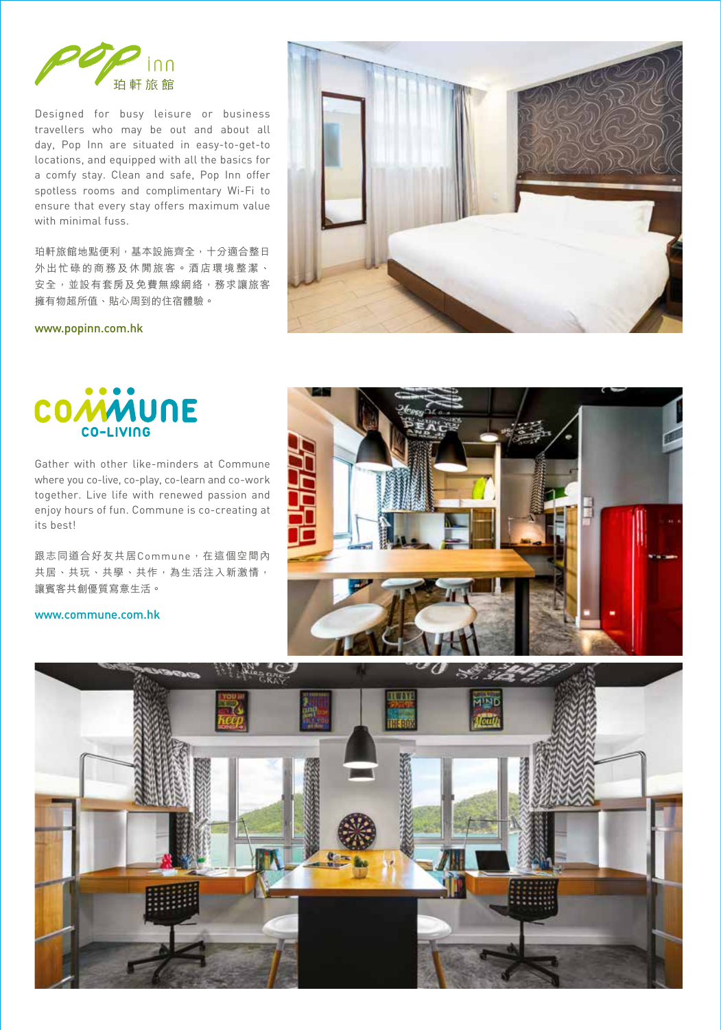## pop inn 珀軒旅館

Designed for busy leisure or business travellers who may be out and about all day, Pop Inn are situated in easy-to-get-to locations, and equipped with all the basics for a comfy stay. Clean and safe, Pop Inn offer spotless rooms and complimentary Wi-Fi to ensure that every stay offers maximum value with minimal fuss.

珀軒旅館地點便利，基本設施齊全，十分適合整日外出忙碌的商務及休閒旅客。酒店環境整潔、安全，並設有套房及免費無線網絡，務求讓旅客擁有物超所值、貼心周到的住宿體驗。

www.popinn.com.hk

## COMMUNE CO-LIVING

Gather with other like-minders at Commune where you co-live, co-play, co-learn and co-work together. Live life with renewed passion and enjoy hours of fun. Commune is co-creating at its best!

跟志同道合好友共居Commune，在這個空間內共居、共玩、共學、共作，為生活注入新激情，讓賓客共創優質寫意生活。

www.commune.com.hk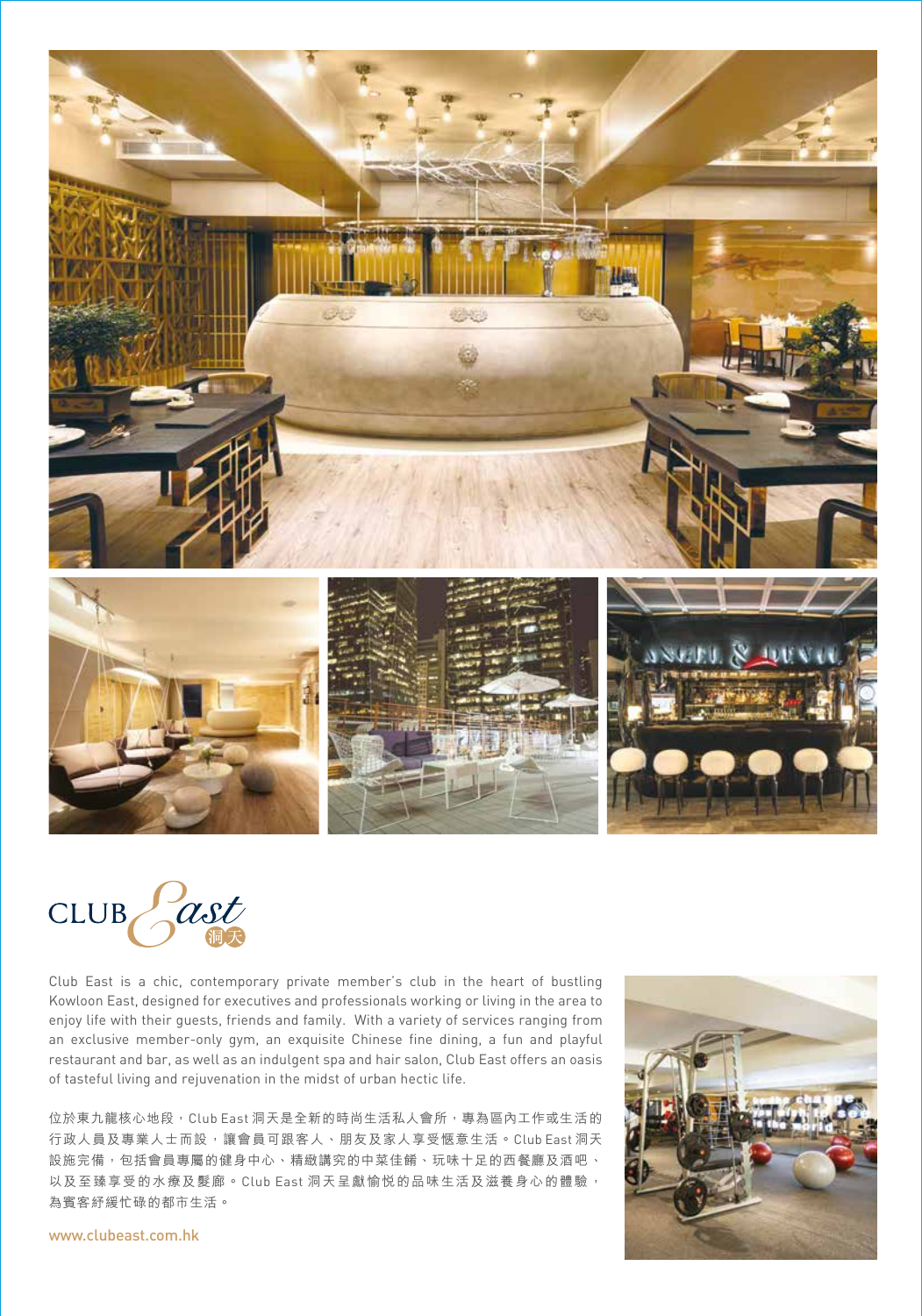# CLUB East 洞天

Club East is a chic, contemporary private member's club in the heart of bustling Kowloon East, designed for executives and professionals working or living in the area to enjoy life with their guests, friends and family. With a variety of services ranging from an exclusive member-only gym, an exquisite Chinese fine dining, a fun and playful restaurant and bar, as well as an indulgent spa and hair salon, Club East offers an oasis of tasteful living and rejuvenation in the midst of urban hectic life.

位於東九龍核心地段，Club East 洞天是全新的時尚生活私人會所，專為區內工作或生活的行政人員及專業人士而設，讓會員可跟客人、朋友及家人享受愜意生活。Club East 洞天設施完備，包括會員專屬的健身中心、精緻講究的中菜佳餚、玩味十足的西餐廳及酒吧、以及至臻享受的水療及髮廊。Club East 洞天呈獻愉悅的品味生活及滋養身心的體驗，為賓客紓緩忙碌的都市生活。

www.clubeast.com.hk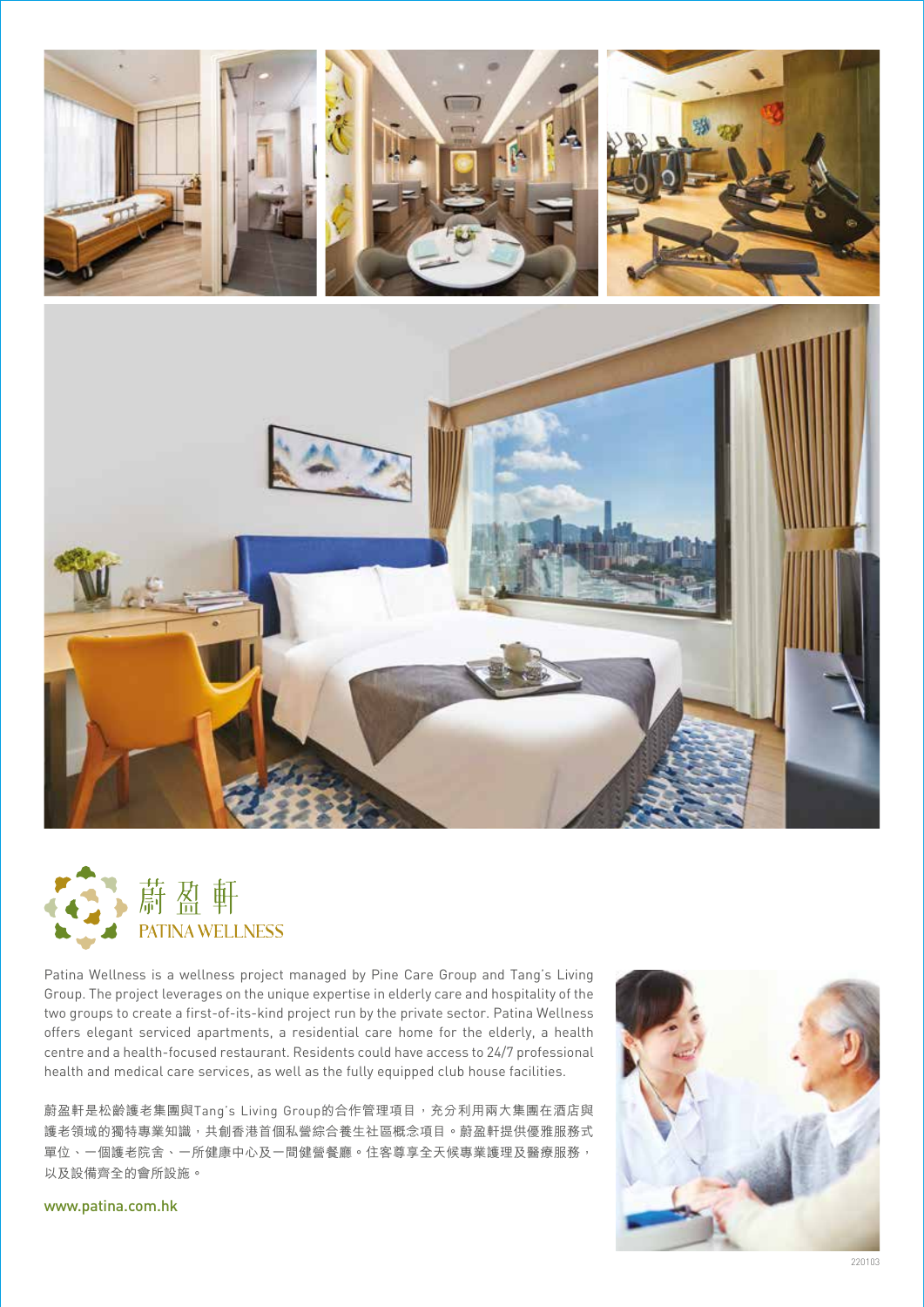# 蔚盈軒
## PATINA WELLNESS

Patina Wellness is a wellness project managed by Pine Care Group and Tang's Living Group. The project leverages on the unique expertise in elderly care and hospitality of the two groups to create a first-of-its-kind project run by the private sector. Patina Wellness offers elegant serviced apartments, a residential care home for the elderly, a health centre and a health-focused restaurant. Residents could have access to 24/7 professional health and medical care services, as well as the fully equipped club house facilities.

蔚盈軒是松齡護老集團與Tang's Living Group的合作管理項目，充分利用兩大集團在酒店與護老領域的獨特專業知識，共創香港首個私營綜合養生社區概念項目。蔚盈軒提供優雅服務式單位、一個護老院舍、一所健康中心及一間健營餐廳。住客尊享全天候專業護理及醫療服務，以及設備齊全的會所設施。

www.patina.com.hk

220103